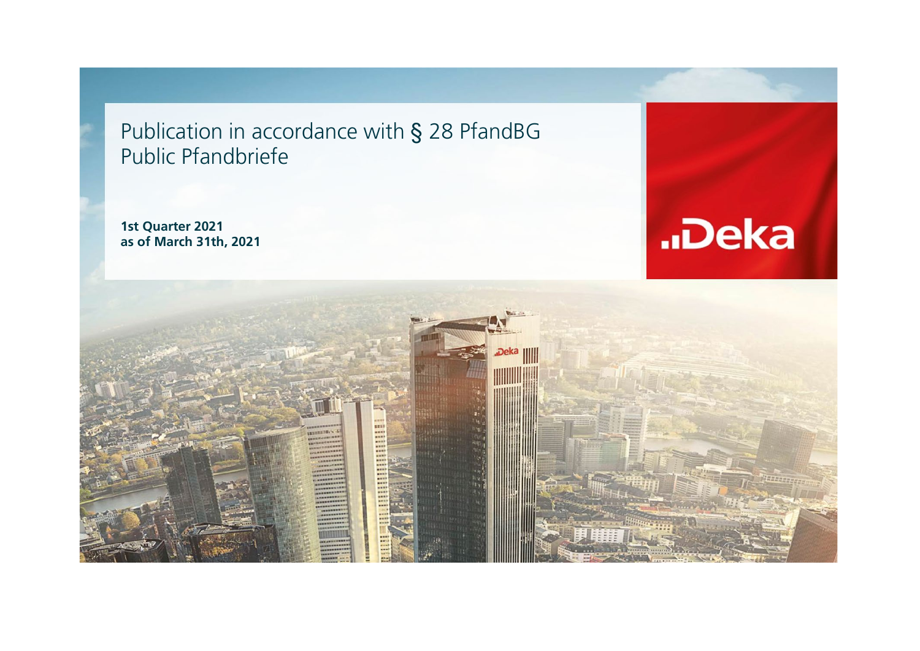# Publication in accordance with § 28 PfandBG
# Public Pfandbriefe

**1st Quarter 2021**
**as of March 31th, 2021**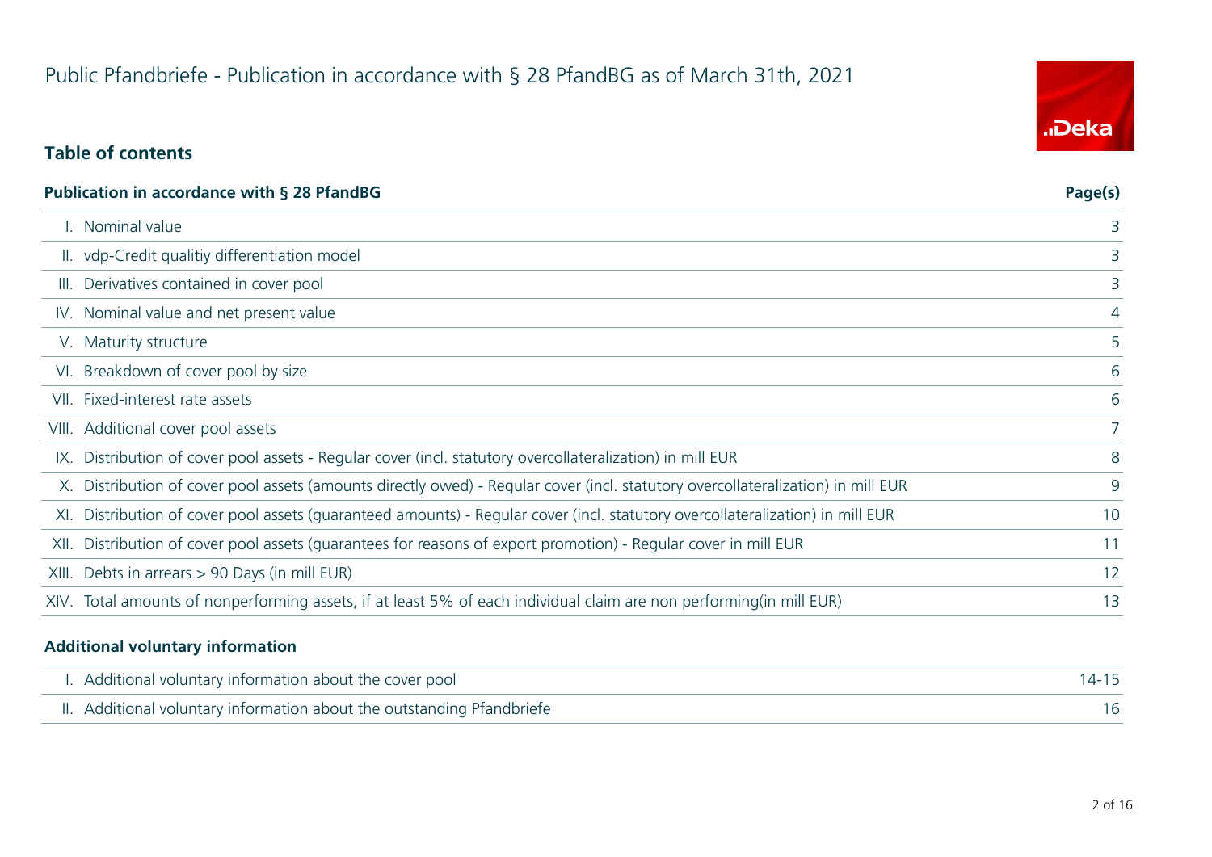# Public Pfandbriefe - Publication in accordance with § 28 PfandBG as of March 31th, 2021

## Table of contents

| Publication in accordance with § 28 PfandBG | Page(s) |
|---|---|
| I. Nominal value | 3 |
| II. vdp-Credit qualitiy differentiation model | 3 |
| III. Derivatives contained in cover pool | 3 |
| IV. Nominal value and net present value | 4 |
| V. Maturity structure | 5 |
| VI. Breakdown of cover pool by size | 6 |
| VII. Fixed-interest rate assets | 6 |
| VIII. Additional cover pool assets | 7 |
| IX. Distribution of cover pool assets - Regular cover (incl. statutory overcollateralization) in mill EUR | 8 |
| X. Distribution of cover pool assets (amounts directly owed) - Regular cover (incl. statutory overcollateralization) in mill EUR | 9 |
| XI. Distribution of cover pool assets (guaranteed amounts) - Regular cover (incl. statutory overcollateralization) in mill EUR | 10 |
| XII. Distribution of cover pool assets (guarantees for reasons of export promotion) - Regular cover in mill EUR | 11 |
| XIII. Debts in arrears > 90 Days (in mill EUR) | 12 |
| XIV. Total amounts of nonperforming assets, if at least 5% of each individual claim are non performing(in mill EUR) | 13 |

| Additional voluntary information | |
|---|---|
| I. Additional voluntary information about the cover pool | 14-15 |
| II. Additional voluntary information about the outstanding Pfandbriefe | 16 |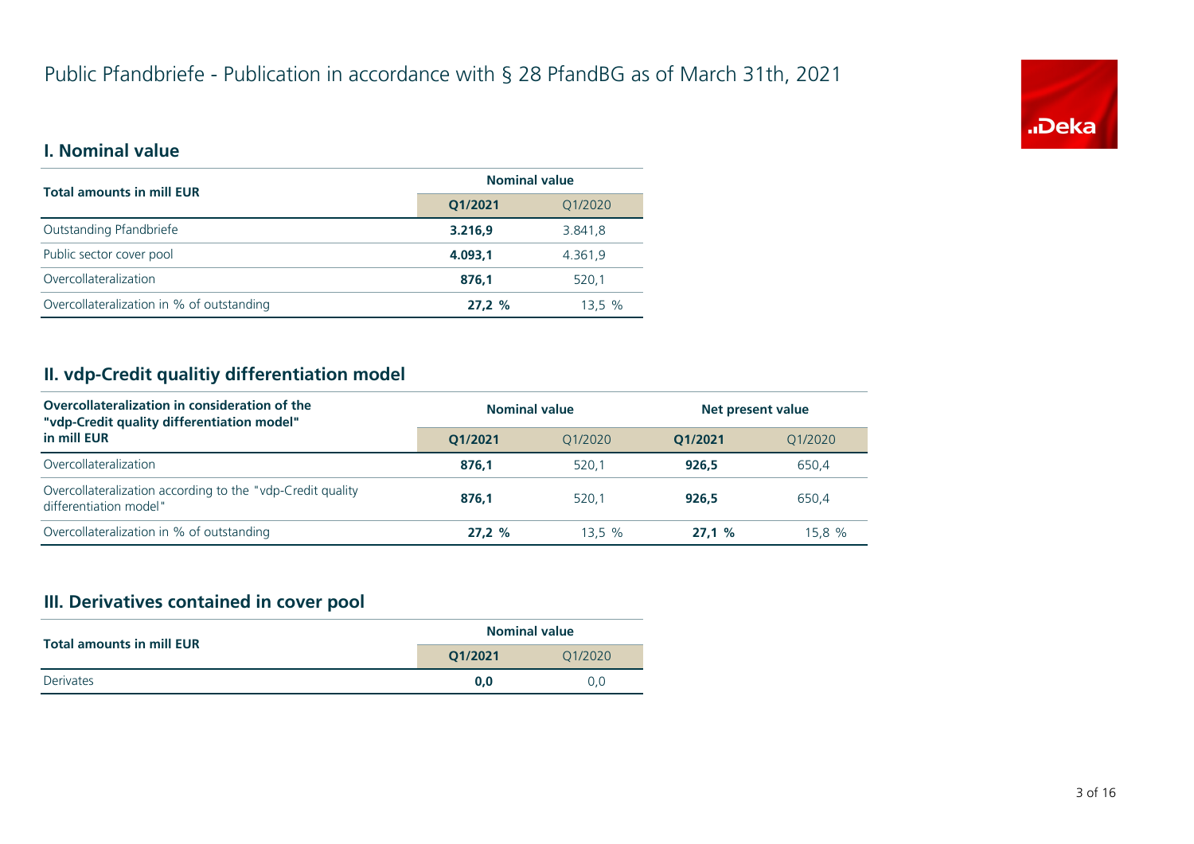# Public Pfandbriefe - Publication in accordance with § 28 PfandBG as of March 31th, 2021

## I. Nominal value

| Total amounts in mill EUR | Nominal value | |
|---|---|---|
| | **Q1/2021** | Q1/2020 |
| Outstanding Pfandbriefe | **3.216,9** | 3.841,8 |
| Public sector cover pool | **4.093,1** | 4.361,9 |
| Overcollateralization | **876,1** | 520,1 |
| Overcollateralization in % of outstanding | **27,2 %** | 13,5 % |

## II. vdp-Credit qualitiy differentiation model

| Overcollateralization in consideration of the "vdp-Credit quality differentiation model" in mill EUR | Nominal value | | Net present value | |
|---|---|---|---|---|
| | **Q1/2021** | Q1/2020 | **Q1/2021** | Q1/2020 |
| Overcollateralization | **876,1** | 520,1 | **926,5** | 650,4 |
| Overcollateralization according to the "vdp-Credit quality differentiation model" | **876,1** | 520,1 | **926,5** | 650,4 |
| Overcollateralization in % of outstanding | **27,2 %** | 13,5 % | **27,1 %** | 15,8 % |

## III. Derivatives contained in cover pool

| Total amounts in mill EUR | Nominal value | |
|---|---|---|
| | **Q1/2021** | Q1/2020 |
| Derivates | **0,0** | 0,0 |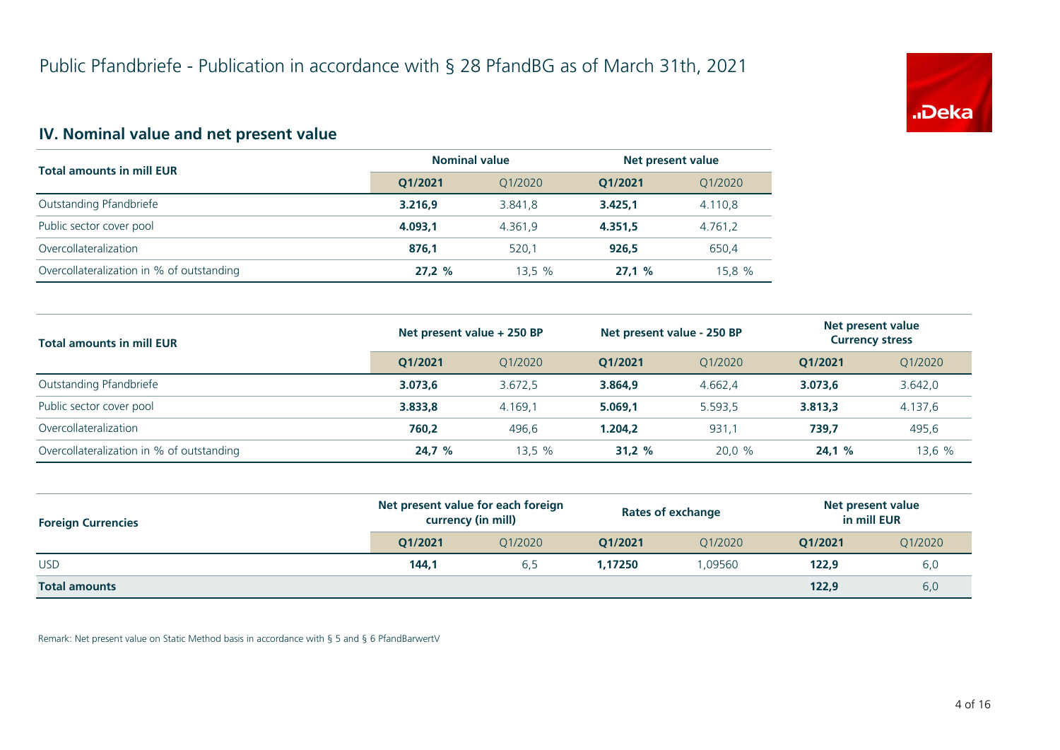# Public Pfandbriefe - Publication in accordance with § 28 PfandBG as of March 31th, 2021

## IV. Nominal value and net present value

| Total amounts in mill EUR | Nominal value | | Net present value | |
|---|---|---|---|---|
| | **Q1/2021** | Q1/2020 | **Q1/2021** | Q1/2020 |
| Outstanding Pfandbriefe | **3.216,9** | 3.841,8 | **3.425,1** | 4.110,8 |
| Public sector cover pool | **4.093,1** | 4.361,9 | **4.351,5** | 4.761,2 |
| Overcollateralization | **876,1** | 520,1 | **926,5** | 650,4 |
| Overcollateralization in % of outstanding | **27,2 %** | 13,5 % | **27,1 %** | 15,8 % |

| Total amounts in mill EUR | Net present value + 250 BP | | Net present value - 250 BP | | Net present value Currency stress | |
|---|---|---|---|---|---|---|
| | **Q1/2021** | Q1/2020 | **Q1/2021** | Q1/2020 | **Q1/2021** | Q1/2020 |
| Outstanding Pfandbriefe | **3.073,6** | 3.672,5 | **3.864,9** | 4.662,4 | **3.073,6** | 3.642,0 |
| Public sector cover pool | **3.833,8** | 4.169,1 | **5.069,1** | 5.593,5 | **3.813,3** | 4.137,6 |
| Overcollateralization | **760,2** | 496,6 | **1.204,2** | 931,1 | **739,7** | 495,6 |
| Overcollateralization in % of outstanding | **24,7 %** | 13,5 % | **31,2 %** | 20,0 % | **24,1 %** | 13,6 % |

| Foreign Currencies | Net present value for each foreign currency (in mill) | | Rates of exchange | | Net present value in mill EUR | |
|---|---|---|---|---|---|---|
| | **Q1/2021** | Q1/2020 | **Q1/2021** | Q1/2020 | **Q1/2021** | Q1/2020 |
| USD | **144,1** | 6,5 | **1,17250** | 1,09560 | **122,9** | 6,0 |
| **Total amounts** | | | | | **122,9** | 6,0 |

Remark: Net present value on Static Method basis in accordance with § 5 and § 6 PfandBarwertV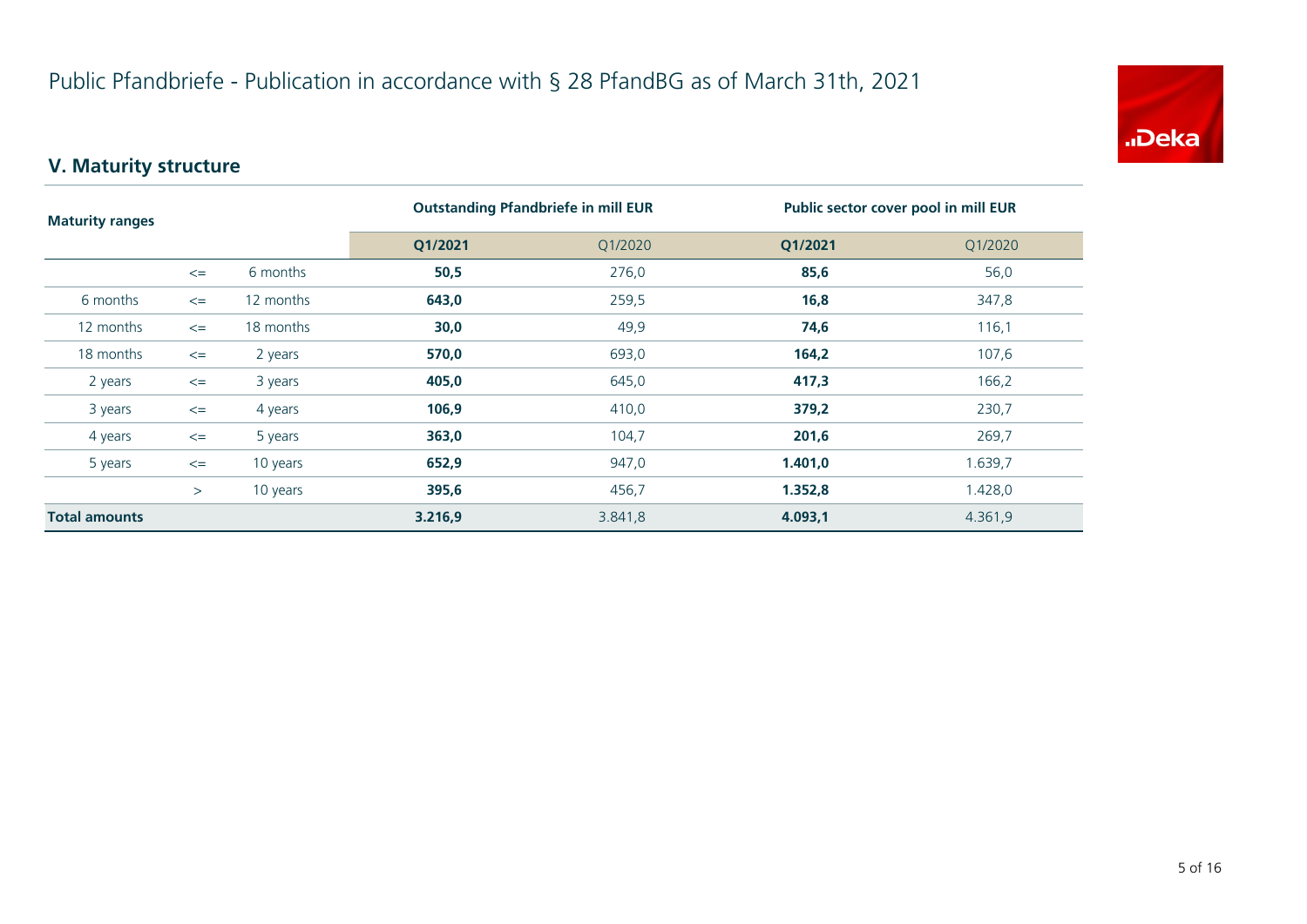# Public Pfandbriefe - Publication in accordance with § 28 PfandBG as of March 31th, 2021

## V. Maturity structure

| Maturity ranges | | | Outstanding Pfandbriefe in mill EUR | | Public sector cover pool in mill EUR | |
|---|---|---|---|---|---|---|
| | | | **Q1/2021** | Q1/2020 | **Q1/2021** | Q1/2020 |
| | <= | 6 months | **50,5** | 276,0 | **85,6** | 56,0 |
| 6 months | <= | 12 months | **643,0** | 259,5 | **16,8** | 347,8 |
| 12 months | <= | 18 months | **30,0** | 49,9 | **74,6** | 116,1 |
| 18 months | <= | 2 years | **570,0** | 693,0 | **164,2** | 107,6 |
| 2 years | <= | 3 years | **405,0** | 645,0 | **417,3** | 166,2 |
| 3 years | <= | 4 years | **106,9** | 410,0 | **379,2** | 230,7 |
| 4 years | <= | 5 years | **363,0** | 104,7 | **201,6** | 269,7 |
| 5 years | <= | 10 years | **652,9** | 947,0 | **1.401,0** | 1.639,7 |
| | > | 10 years | **395,6** | 456,7 | **1.352,8** | 1.428,0 |
| **Total amounts** | | | **3.216,9** | 3.841,8 | **4.093,1** | 4.361,9 |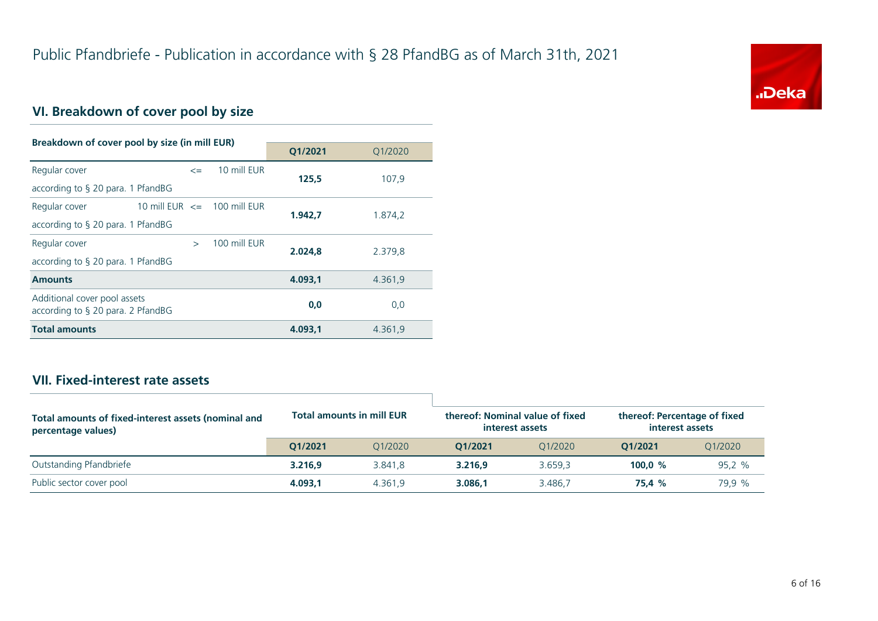# Public Pfandbriefe - Publication in accordance with § 28 PfandBG as of March 31th, 2021

## VI. Breakdown of cover pool by size

| Breakdown of cover pool by size (in mill EUR) | Q1/2021 | Q1/2020 |
|---|---|---|
| Regular cover <= 10 mill EUR according to § 20 para. 1 PfandBG | **125,5** | 107,9 |
| Regular cover 10 mill EUR <= 100 mill EUR according to § 20 para. 1 PfandBG | **1.942,7** | 1.874,2 |
| Regular cover > 100 mill EUR according to § 20 para. 1 PfandBG | **2.024,8** | 2.379,8 |
| **Amounts** | **4.093,1** | 4.361,9 |
| Additional cover pool assets according to § 20 para. 2 PfandBG | **0,0** | 0,0 |
| **Total amounts** | **4.093,1** | 4.361,9 |

## VII. Fixed-interest rate assets

| Total amounts of fixed-interest assets (nominal and percentage values) | Total amounts in mill EUR | | thereof: Nominal value of fixed interest assets | | thereof: Percentage of fixed interest assets | |
|---|---|---|---|---|---|---|
| | **Q1/2021** | Q1/2020 | **Q1/2021** | Q1/2020 | **Q1/2021** | Q1/2020 |
| Outstanding Pfandbriefe | **3.216,9** | 3.841,8 | **3.216,9** | 3.659,3 | **100,0 %** | 95,2 % |
| Public sector cover pool | **4.093,1** | 4.361,9 | **3.086,1** | 3.486,7 | **75,4 %** | 79,9 % |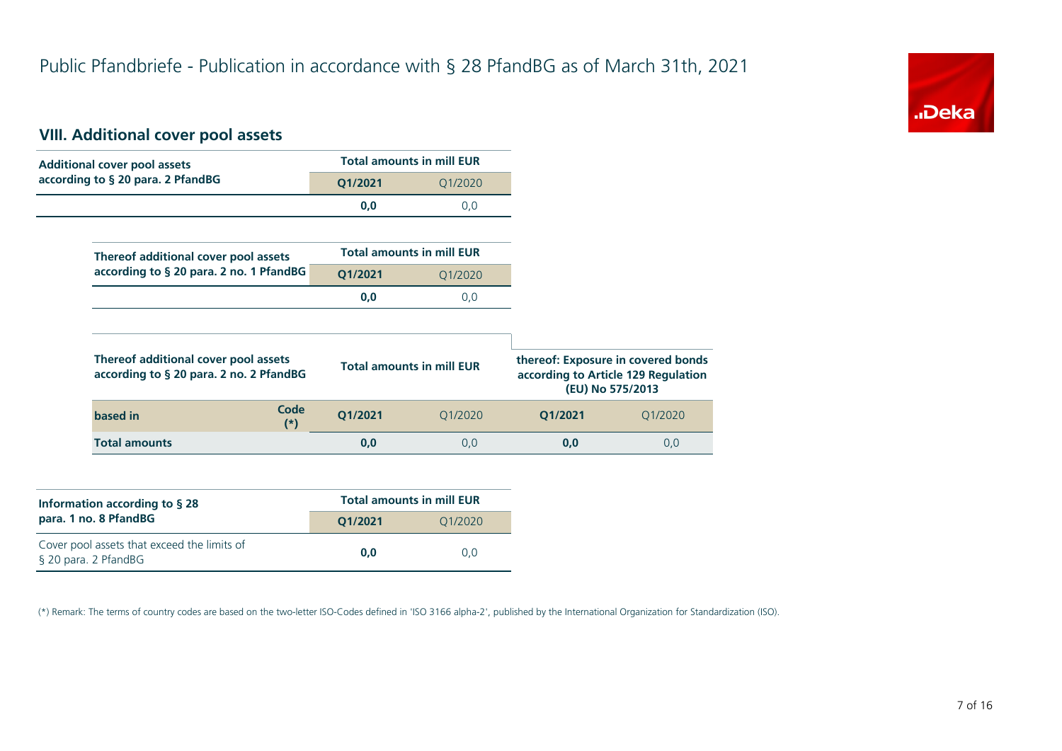# Public Pfandbriefe - Publication in accordance with § 28 PfandBG as of March 31th, 2021

## VIII. Additional cover pool assets

| Additional cover pool assets according to § 20 para. 2 PfandBG | Total amounts in mill EUR | |
|---|---|---|
| | **Q1/2021** | Q1/2020 |
| | **0,0** | 0,0 |

| Thereof additional cover pool assets according to § 20 para. 2 no. 1 PfandBG | Total amounts in mill EUR | |
|---|---|---|
| | **Q1/2021** | Q1/2020 |
| | **0,0** | 0,0 |

| Thereof additional cover pool assets according to § 20 para. 2 no. 2 PfandBG | | Total amounts in mill EUR | | thereof: Exposure in covered bonds according to Article 129 Regulation (EU) No 575/2013 | |
|---|---|---|---|---|---|
| **based in** | **Code (*)** | **Q1/2021** | Q1/2020 | **Q1/2021** | Q1/2020 |
| **Total amounts** | | **0,0** | 0,0 | **0,0** | 0,0 |

| Information according to § 28 para. 1 no. 8 PfandBG | Total amounts in mill EUR | |
|---|---|---|
| | **Q1/2021** | Q1/2020 |
| Cover pool assets that exceed the limits of § 20 para. 2 PfandBG | **0,0** | 0,0 |

(*) Remark: The terms of country codes are based on the two-letter ISO-Codes defined in 'ISO 3166 alpha-2', published by the International Organization for Standardization (ISO).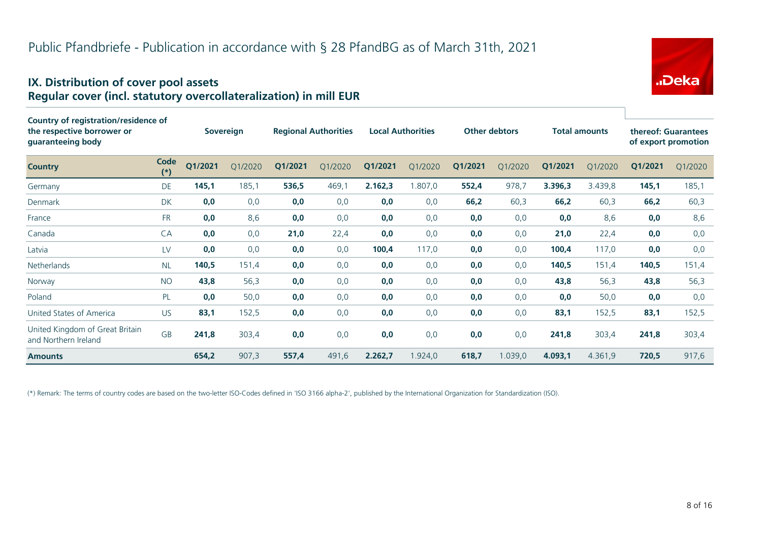# Public Pfandbriefe - Publication in accordance with § 28 PfandBG as of March 31th, 2021

## IX. Distribution of cover pool assets
## Regular cover (incl. statutory overcollateralization) in mill EUR

| Country of registration/residence of the respective borrower or guaranteeing body | | Sovereign | | Regional Authorities | | Local Authorities | | Other debtors | | Total amounts | | thereof: Guarantees of export promotion | |
|---|---|---|---|---|---|---|---|---|---|---|---|---|---|
| **Country** | **Code (*)** | **Q1/2021** | Q1/2020 | **Q1/2021** | Q1/2020 | **Q1/2021** | Q1/2020 | **Q1/2021** | Q1/2020 | **Q1/2021** | Q1/2020 | **Q1/2021** | Q1/2020 |
| Germany | DE | **145,1** | 185,1 | **536,5** | 469,1 | **2.162,3** | 1.807,0 | **552,4** | 978,7 | **3.396,3** | 3.439,8 | **145,1** | 185,1 |
| Denmark | DK | **0,0** | 0,0 | **0,0** | 0,0 | **0,0** | 0,0 | **66,2** | 60,3 | **66,2** | 60,3 | **66,2** | 60,3 |
| France | FR | **0,0** | 8,6 | **0,0** | 0,0 | **0,0** | 0,0 | **0,0** | 0,0 | **0,0** | 8,6 | **0,0** | 8,6 |
| Canada | CA | **0,0** | 0,0 | **21,0** | 22,4 | **0,0** | 0,0 | **0,0** | 0,0 | **21,0** | 22,4 | **0,0** | 0,0 |
| Latvia | LV | **0,0** | 0,0 | **0,0** | 0,0 | **100,4** | 117,0 | **0,0** | 0,0 | **100,4** | 117,0 | **0,0** | 0,0 |
| Netherlands | NL | **140,5** | 151,4 | **0,0** | 0,0 | **0,0** | 0,0 | **0,0** | 0,0 | **140,5** | 151,4 | **140,5** | 151,4 |
| Norway | NO | **43,8** | 56,3 | **0,0** | 0,0 | **0,0** | 0,0 | **0,0** | 0,0 | **43,8** | 56,3 | **43,8** | 56,3 |
| Poland | PL | **0,0** | 50,0 | **0,0** | 0,0 | **0,0** | 0,0 | **0,0** | 0,0 | **0,0** | 50,0 | **0,0** | 0,0 |
| United States of America | US | **83,1** | 152,5 | **0,0** | 0,0 | **0,0** | 0,0 | **0,0** | 0,0 | **83,1** | 152,5 | **83,1** | 152,5 |
| United Kingdom of Great Britain and Northern Ireland | GB | **241,8** | 303,4 | **0,0** | 0,0 | **0,0** | 0,0 | **0,0** | 0,0 | **241,8** | 303,4 | **241,8** | 303,4 |
| **Amounts** | | **654,2** | 907,3 | **557,4** | 491,6 | **2.262,7** | 1.924,0 | **618,7** | 1.039,0 | **4.093,1** | 4.361,9 | **720,5** | 917,6 |

(*) Remark: The terms of country codes are based on the two-letter ISO-Codes defined in 'ISO 3166 alpha-2', published by the International Organization for Standardization (ISO).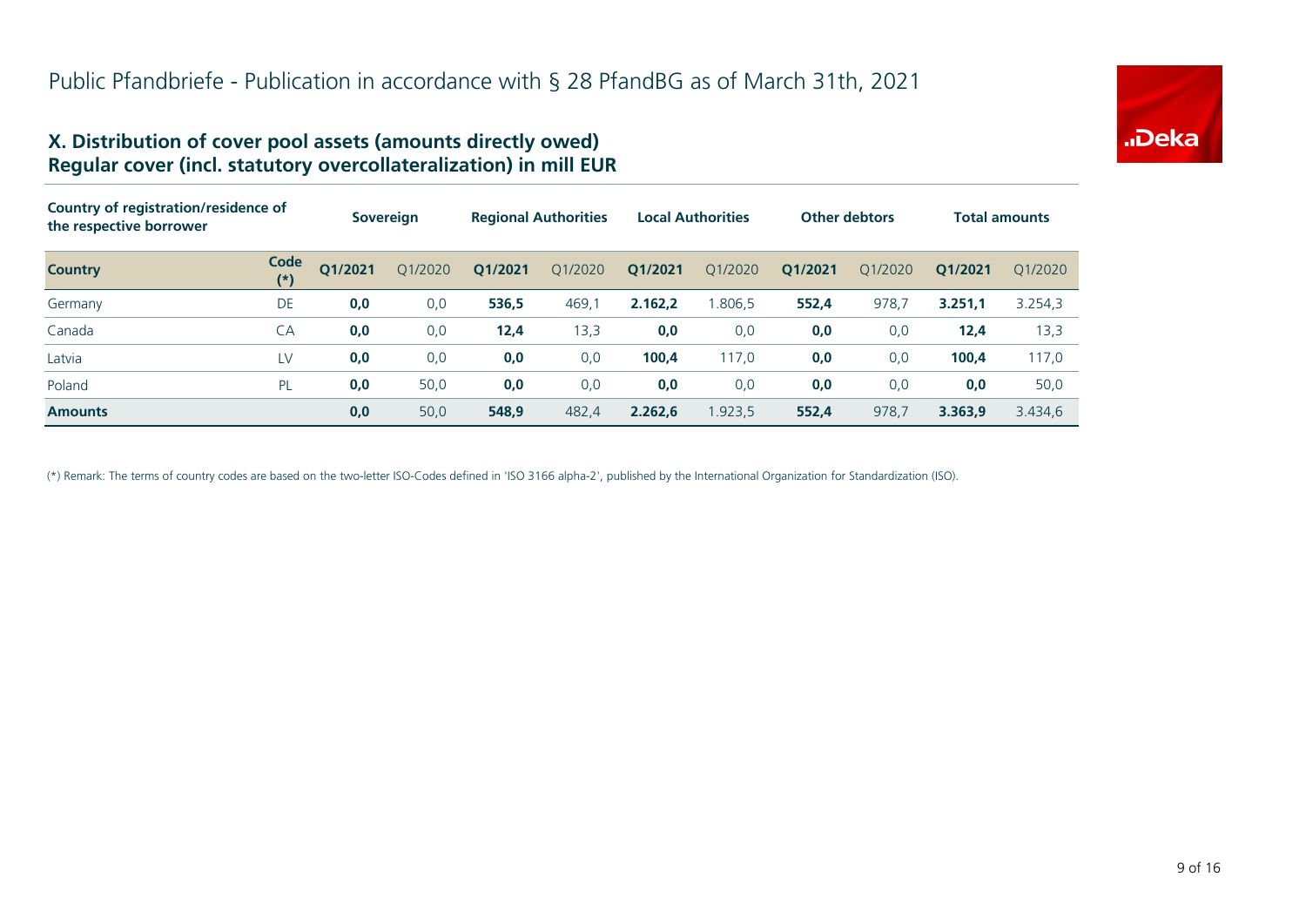# Public Pfandbriefe - Publication in accordance with § 28 PfandBG as of March 31th, 2021

## X. Distribution of cover pool assets (amounts directly owed)
## Regular cover (incl. statutory overcollateralization) in mill EUR

| Country of registration/residence of the respective borrower | | Sovereign | | Regional Authorities | | Local Authorities | | Other debtors | | Total amounts | |
|---|---|---|---|---|---|---|---|---|---|---|---|
| **Country** | **Code (*)** | **Q1/2021** | Q1/2020 | **Q1/2021** | Q1/2020 | **Q1/2021** | Q1/2020 | **Q1/2021** | Q1/2020 | **Q1/2021** | Q1/2020 |
| Germany | DE | **0,0** | 0,0 | **536,5** | 469,1 | **2.162,2** | 1.806,5 | **552,4** | 978,7 | **3.251,1** | 3.254,3 |
| Canada | CA | **0,0** | 0,0 | **12,4** | 13,3 | **0,0** | 0,0 | **0,0** | 0,0 | **12,4** | 13,3 |
| Latvia | LV | **0,0** | 0,0 | **0,0** | 0,0 | **100,4** | 117,0 | **0,0** | 0,0 | **100,4** | 117,0 |
| Poland | PL | **0,0** | 50,0 | **0,0** | 0,0 | **0,0** | 0,0 | **0,0** | 0,0 | **0,0** | 50,0 |
| **Amounts** | | **0,0** | 50,0 | **548,9** | 482,4 | **2.262,6** | 1.923,5 | **552,4** | 978,7 | **3.363,9** | 3.434,6 |

(*) Remark: The terms of country codes are based on the two-letter ISO-Codes defined in 'ISO 3166 alpha-2', published by the International Organization for Standardization (ISO).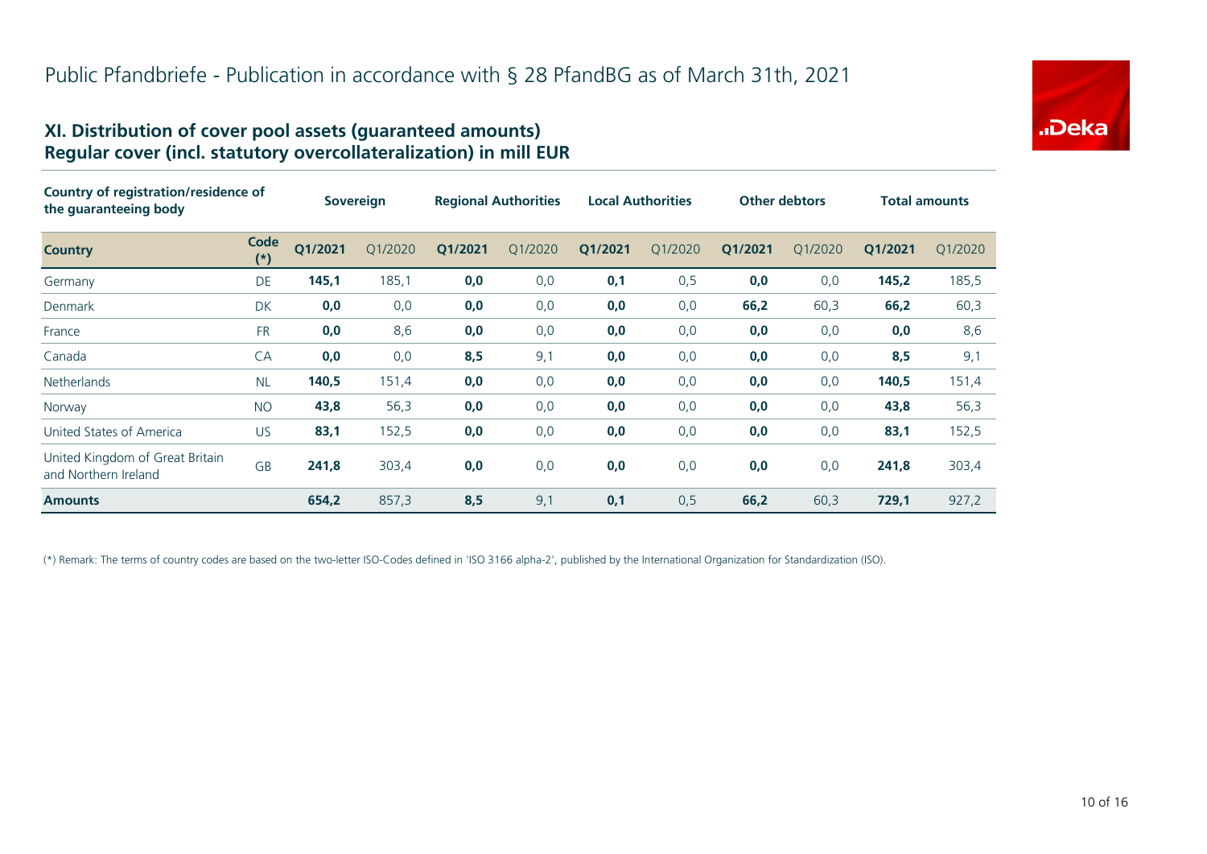# Public Pfandbriefe - Publication in accordance with § 28 PfandBG as of March 31th, 2021

## XI. Distribution of cover pool assets (guaranteed amounts)
## Regular cover (incl. statutory overcollateralization) in mill EUR

| Country of registration/residence of the guaranteeing body | | Sovereign | | Regional Authorities | | Local Authorities | | Other debtors | | Total amounts | |
|---|---|---|---|---|---|---|---|---|---|---|---|
| **Country** | **Code (*)** | **Q1/2021** | Q1/2020 | **Q1/2021** | Q1/2020 | **Q1/2021** | Q1/2020 | **Q1/2021** | Q1/2020 | **Q1/2021** | Q1/2020 |
| Germany | DE | **145,1** | 185,1 | **0,0** | 0,0 | **0,1** | 0,5 | **0,0** | 0,0 | **145,2** | 185,5 |
| Denmark | DK | **0,0** | 0,0 | **0,0** | 0,0 | **0,0** | 0,0 | **66,2** | 60,3 | **66,2** | 60,3 |
| France | FR | **0,0** | 8,6 | **0,0** | 0,0 | **0,0** | 0,0 | **0,0** | 0,0 | **0,0** | 8,6 |
| Canada | CA | **0,0** | 0,0 | **8,5** | 9,1 | **0,0** | 0,0 | **0,0** | 0,0 | **8,5** | 9,1 |
| Netherlands | NL | **140,5** | 151,4 | **0,0** | 0,0 | **0,0** | 0,0 | **0,0** | 0,0 | **140,5** | 151,4 |
| Norway | NO | **43,8** | 56,3 | **0,0** | 0,0 | **0,0** | 0,0 | **0,0** | 0,0 | **43,8** | 56,3 |
| United States of America | US | **83,1** | 152,5 | **0,0** | 0,0 | **0,0** | 0,0 | **0,0** | 0,0 | **83,1** | 152,5 |
| United Kingdom of Great Britain and Northern Ireland | GB | **241,8** | 303,4 | **0,0** | 0,0 | **0,0** | 0,0 | **0,0** | 0,0 | **241,8** | 303,4 |
| **Amounts** | | **654,2** | 857,3 | **8,5** | 9,1 | **0,1** | 0,5 | **66,2** | 60,3 | **729,1** | 927,2 |

(*) Remark: The terms of country codes are based on the two-letter ISO-Codes defined in 'ISO 3166 alpha-2', published by the International Organization for Standardization (ISO).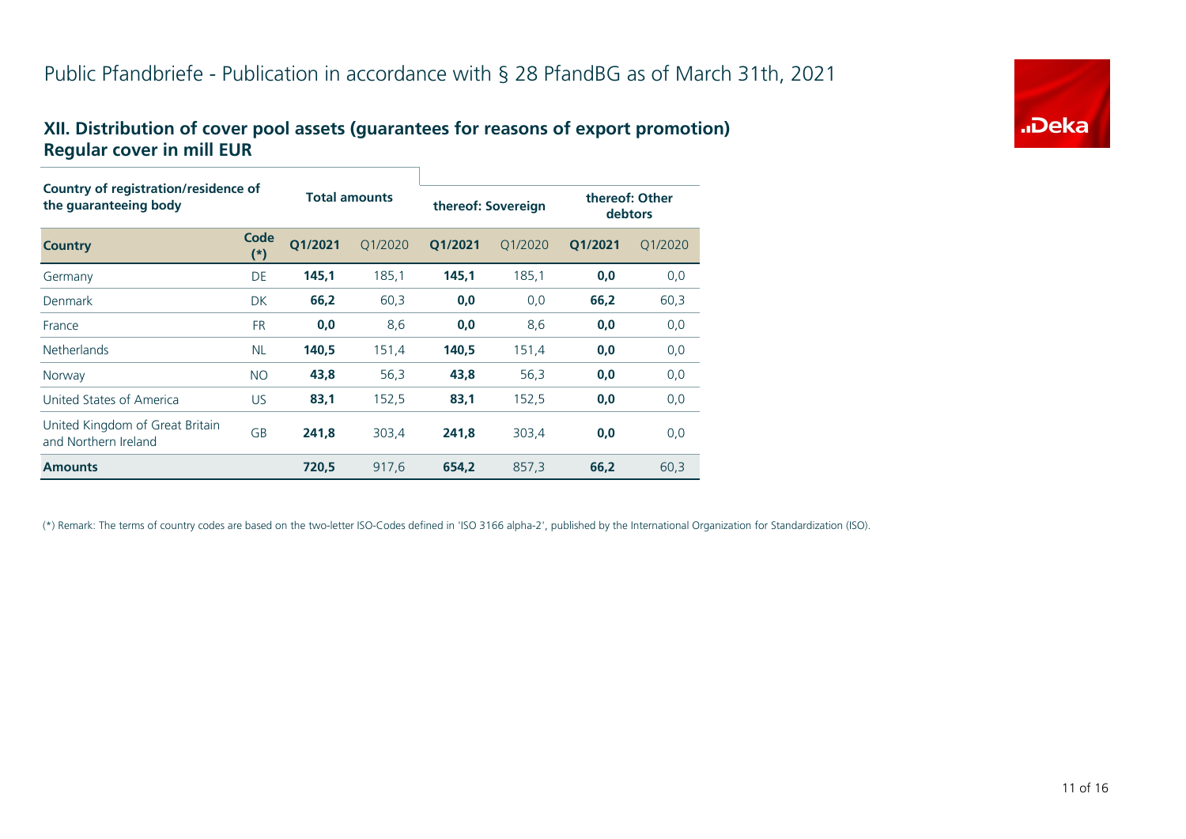# Public Pfandbriefe - Publication in accordance with § 28 PfandBG as of March 31th, 2021

## XII. Distribution of cover pool assets (guarantees for reasons of export promotion)
## Regular cover in mill EUR

| Country of registration/residence of the guaranteeing body | | Total amounts | | thereof: Sovereign | | thereof: Other debtors | |
|---|---|---|---|---|---|---|---|
| **Country** | **Code (*)** | **Q1/2021** | Q1/2020 | **Q1/2021** | Q1/2020 | **Q1/2021** | Q1/2020 |
| Germany | DE | **145,1** | 185,1 | **145,1** | 185,1 | **0,0** | 0,0 |
| Denmark | DK | **66,2** | 60,3 | **0,0** | 0,0 | **66,2** | 60,3 |
| France | FR | **0,0** | 8,6 | **0,0** | 8,6 | **0,0** | 0,0 |
| Netherlands | NL | **140,5** | 151,4 | **140,5** | 151,4 | **0,0** | 0,0 |
| Norway | NO | **43,8** | 56,3 | **43,8** | 56,3 | **0,0** | 0,0 |
| United States of America | US | **83,1** | 152,5 | **83,1** | 152,5 | **0,0** | 0,0 |
| United Kingdom of Great Britain and Northern Ireland | GB | **241,8** | 303,4 | **241,8** | 303,4 | **0,0** | 0,0 |
| **Amounts** | | **720,5** | 917,6 | **654,2** | 857,3 | **66,2** | 60,3 |

(*) Remark: The terms of country codes are based on the two-letter ISO-Codes defined in 'ISO 3166 alpha-2', published by the International Organization for Standardization (ISO).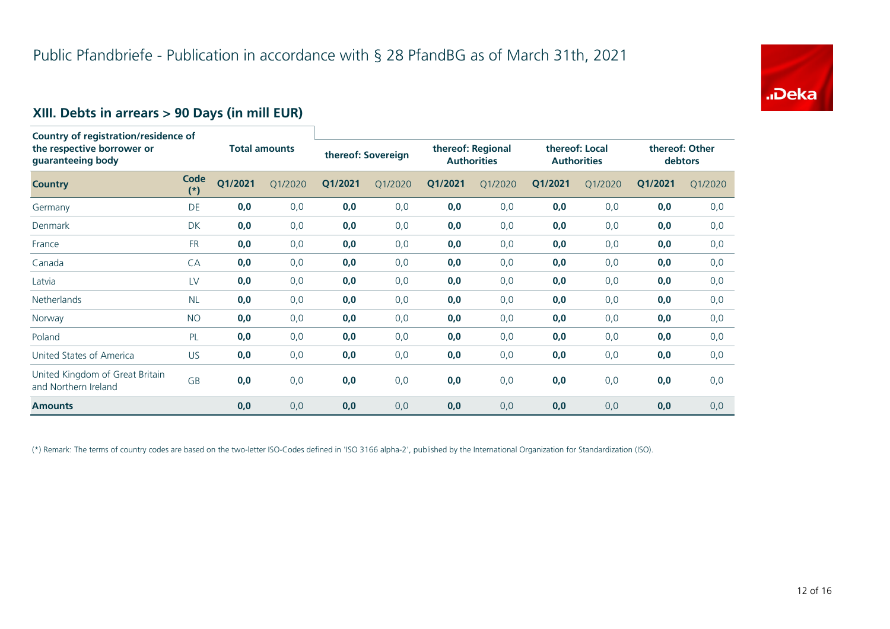# Public Pfandbriefe - Publication in accordance with § 28 PfandBG as of March 31th, 2021

## XIII. Debts in arrears > 90 Days (in mill EUR)

| Country of registration/residence of the respective borrower or guaranteeing body | | Total amounts | | thereof: Sovereign | | thereof: Regional Authorities | | thereof: Local Authorities | | thereof: Other debtors | |
|---|---|---|---|---|---|---|---|---|---|---|---|
| **Country** | **Code (*)** | **Q1/2021** | Q1/2020 | **Q1/2021** | Q1/2020 | **Q1/2021** | Q1/2020 | **Q1/2021** | Q1/2020 | **Q1/2021** | Q1/2020 |
| Germany | DE | **0,0** | 0,0 | **0,0** | 0,0 | **0,0** | 0,0 | **0,0** | 0,0 | **0,0** | 0,0 |
| Denmark | DK | **0,0** | 0,0 | **0,0** | 0,0 | **0,0** | 0,0 | **0,0** | 0,0 | **0,0** | 0,0 |
| France | FR | **0,0** | 0,0 | **0,0** | 0,0 | **0,0** | 0,0 | **0,0** | 0,0 | **0,0** | 0,0 |
| Canada | CA | **0,0** | 0,0 | **0,0** | 0,0 | **0,0** | 0,0 | **0,0** | 0,0 | **0,0** | 0,0 |
| Latvia | LV | **0,0** | 0,0 | **0,0** | 0,0 | **0,0** | 0,0 | **0,0** | 0,0 | **0,0** | 0,0 |
| Netherlands | NL | **0,0** | 0,0 | **0,0** | 0,0 | **0,0** | 0,0 | **0,0** | 0,0 | **0,0** | 0,0 |
| Norway | NO | **0,0** | 0,0 | **0,0** | 0,0 | **0,0** | 0,0 | **0,0** | 0,0 | **0,0** | 0,0 |
| Poland | PL | **0,0** | 0,0 | **0,0** | 0,0 | **0,0** | 0,0 | **0,0** | 0,0 | **0,0** | 0,0 |
| United States of America | US | **0,0** | 0,0 | **0,0** | 0,0 | **0,0** | 0,0 | **0,0** | 0,0 | **0,0** | 0,0 |
| United Kingdom of Great Britain and Northern Ireland | GB | **0,0** | 0,0 | **0,0** | 0,0 | **0,0** | 0,0 | **0,0** | 0,0 | **0,0** | 0,0 |
| **Amounts** | | **0,0** | 0,0 | **0,0** | 0,0 | **0,0** | 0,0 | **0,0** | 0,0 | **0,0** | 0,0 |

(*) Remark: The terms of country codes are based on the two-letter ISO-Codes defined in 'ISO 3166 alpha-2', published by the International Organization for Standardization (ISO).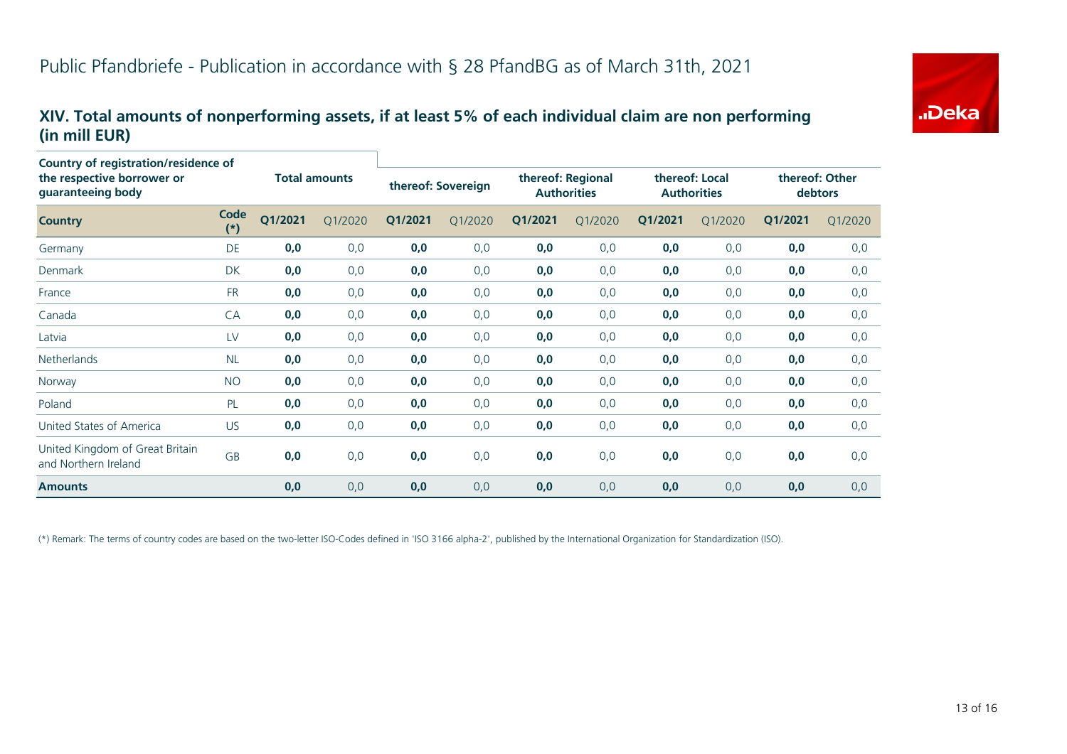# Public Pfandbriefe - Publication in accordance with § 28 PfandBG as of March 31th, 2021

## XIV. Total amounts of nonperforming assets, if at least 5% of each individual claim are non performing (in mill EUR)

| Country of registration/residence of the respective borrower or guaranteeing body | | Total amounts | | thereof: Sovereign | | thereof: Regional Authorities | | thereof: Local Authorities | | thereof: Other debtors | |
|---|---|---|---|---|---|---|---|---|---|---|---|
| **Country** | **Code (*)** | **Q1/2021** | Q1/2020 | **Q1/2021** | Q1/2020 | **Q1/2021** | Q1/2020 | **Q1/2021** | Q1/2020 | **Q1/2021** | Q1/2020 |
| Germany | DE | **0,0** | 0,0 | **0,0** | 0,0 | **0,0** | 0,0 | **0,0** | 0,0 | **0,0** | 0,0 |
| Denmark | DK | **0,0** | 0,0 | **0,0** | 0,0 | **0,0** | 0,0 | **0,0** | 0,0 | **0,0** | 0,0 |
| France | FR | **0,0** | 0,0 | **0,0** | 0,0 | **0,0** | 0,0 | **0,0** | 0,0 | **0,0** | 0,0 |
| Canada | CA | **0,0** | 0,0 | **0,0** | 0,0 | **0,0** | 0,0 | **0,0** | 0,0 | **0,0** | 0,0 |
| Latvia | LV | **0,0** | 0,0 | **0,0** | 0,0 | **0,0** | 0,0 | **0,0** | 0,0 | **0,0** | 0,0 |
| Netherlands | NL | **0,0** | 0,0 | **0,0** | 0,0 | **0,0** | 0,0 | **0,0** | 0,0 | **0,0** | 0,0 |
| Norway | NO | **0,0** | 0,0 | **0,0** | 0,0 | **0,0** | 0,0 | **0,0** | 0,0 | **0,0** | 0,0 |
| Poland | PL | **0,0** | 0,0 | **0,0** | 0,0 | **0,0** | 0,0 | **0,0** | 0,0 | **0,0** | 0,0 |
| United States of America | US | **0,0** | 0,0 | **0,0** | 0,0 | **0,0** | 0,0 | **0,0** | 0,0 | **0,0** | 0,0 |
| United Kingdom of Great Britain and Northern Ireland | GB | **0,0** | 0,0 | **0,0** | 0,0 | **0,0** | 0,0 | **0,0** | 0,0 | **0,0** | 0,0 |
| **Amounts** | | **0,0** | 0,0 | **0,0** | 0,0 | **0,0** | 0,0 | **0,0** | 0,0 | **0,0** | 0,0 |

(*) Remark: The terms of country codes are based on the two-letter ISO-Codes defined in 'ISO 3166 alpha-2', published by the International Organization for Standardization (ISO).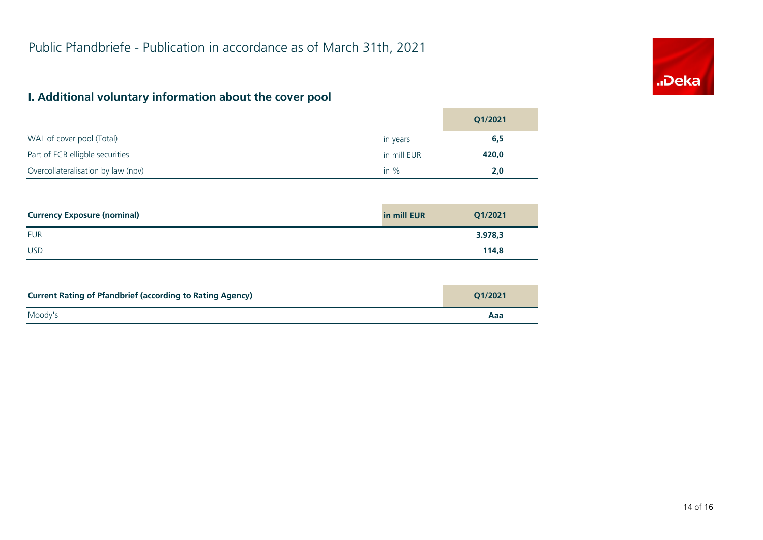# Public Pfandbriefe - Publication in accordance as of March 31th, 2021

## I. Additional voluntary information about the cover pool

| | | Q1/2021 |
|---|---|---|
| WAL of cover pool (Total) | in years | **6,5** |
| Part of ECB elligble securities | in mill EUR | **420,0** |
| Overcollateralisation by law (npv) | in % | **2,0** |

| **Currency Exposure (nominal)** | **in mill EUR** | **Q1/2021** |
|---|---|---|
| EUR | | **3.978,3** |
| USD | | **114,8** |

| **Current Rating of Pfandbrief (according to Rating Agency)** | **Q1/2021** |
|---|---|
| Moody's | **Aaa** |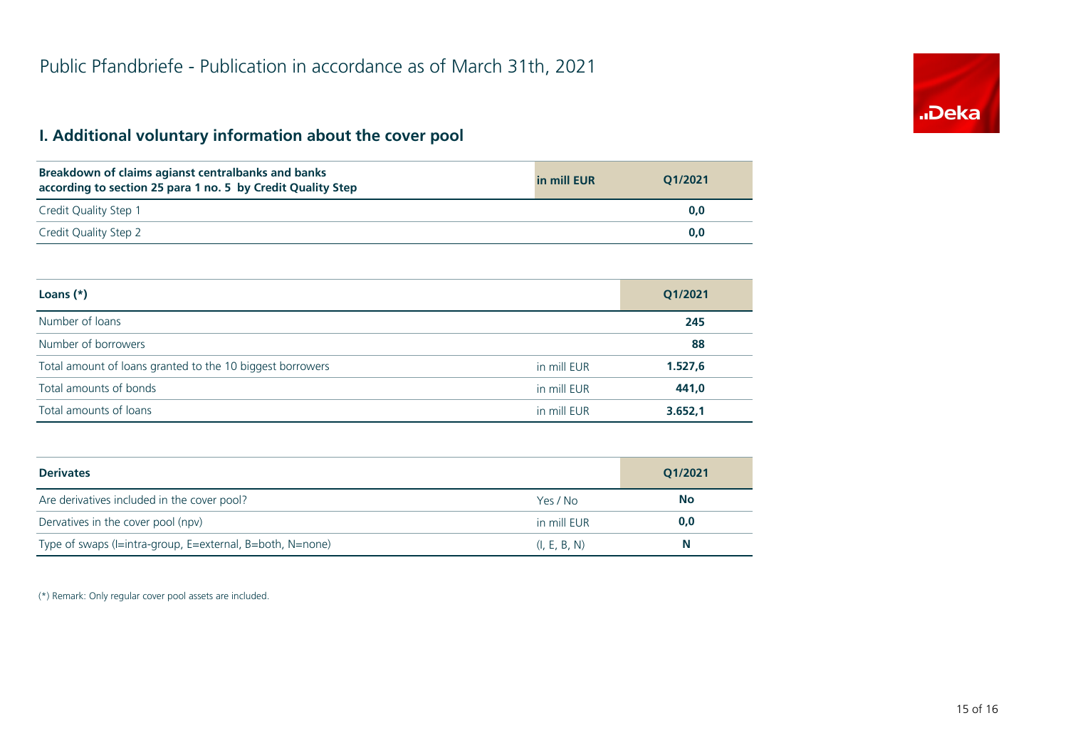# Public Pfandbriefe - Publication in accordance as of March 31th, 2021

## I. Additional voluntary information about the cover pool

| Breakdown of claims agianst centralbanks and banks according to section 25 para 1 no. 5 by Credit Quality Step | in mill EUR | Q1/2021 |
|---|---|---|
| Credit Quality Step 1 | | **0,0** |
| Credit Quality Step 2 | | **0,0** |

| Loans (*) | | Q1/2021 |
|---|---|---|
| Number of loans | | **245** |
| Number of borrowers | | **88** |
| Total amount of loans granted to the 10 biggest borrowers | in mill EUR | **1.527,6** |
| Total amounts of bonds | in mill EUR | **441,0** |
| Total amounts of loans | in mill EUR | **3.652,1** |

| Derivates | | Q1/2021 |
|---|---|---|
| Are derivatives included in the cover pool? | Yes / No | **No** |
| Dervatives in the cover pool (npv) | in mill EUR | **0,0** |
| Type of swaps (I=intra-group, E=external, B=both, N=none) | (I, E, B, N) | **N** |

(*) Remark: Only regular cover pool assets are included.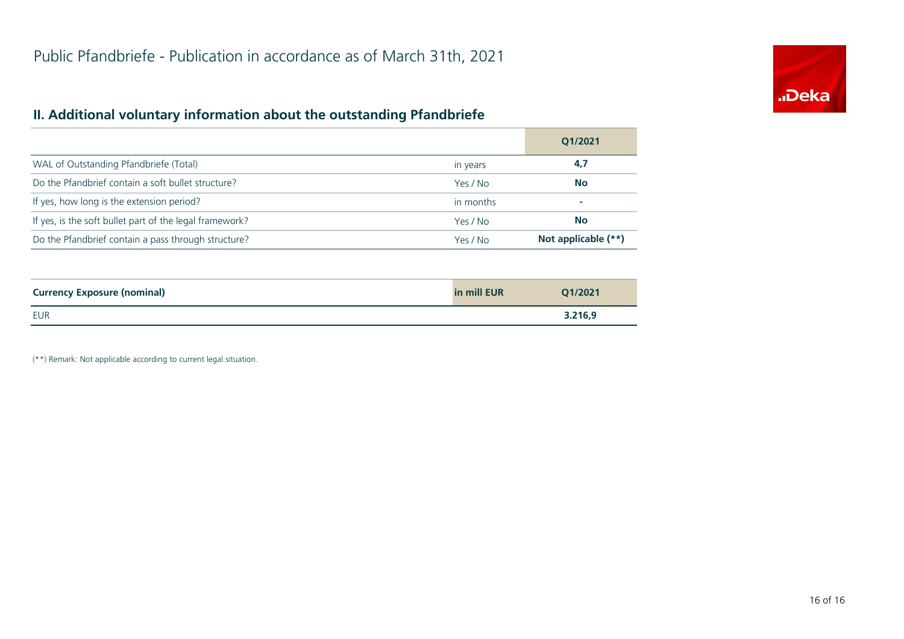# Public Pfandbriefe - Publication in accordance as of March 31th, 2021

## II. Additional voluntary information about the outstanding Pfandbriefe

| | | Q1/2021 |
|---|---|---|
| WAL of Outstanding Pfandbriefe (Total) | in years | **4,7** |
| Do the Pfandbrief contain a soft bullet structure? | Yes / No | **No** |
| If yes, how long is the extension period? | in months | **-** |
| If yes, is the soft bullet part of the legal framework? | Yes / No | **No** |
| Do the Pfandbrief contain a pass through structure? | Yes / No | **Not applicable (**)** |

| **Currency Exposure (nominal)** | **in mill EUR** | **Q1/2021** |
|---|---|---|
| EUR | | **3.216,9** |

(**) Remark: Not applicable according to current legal situation.